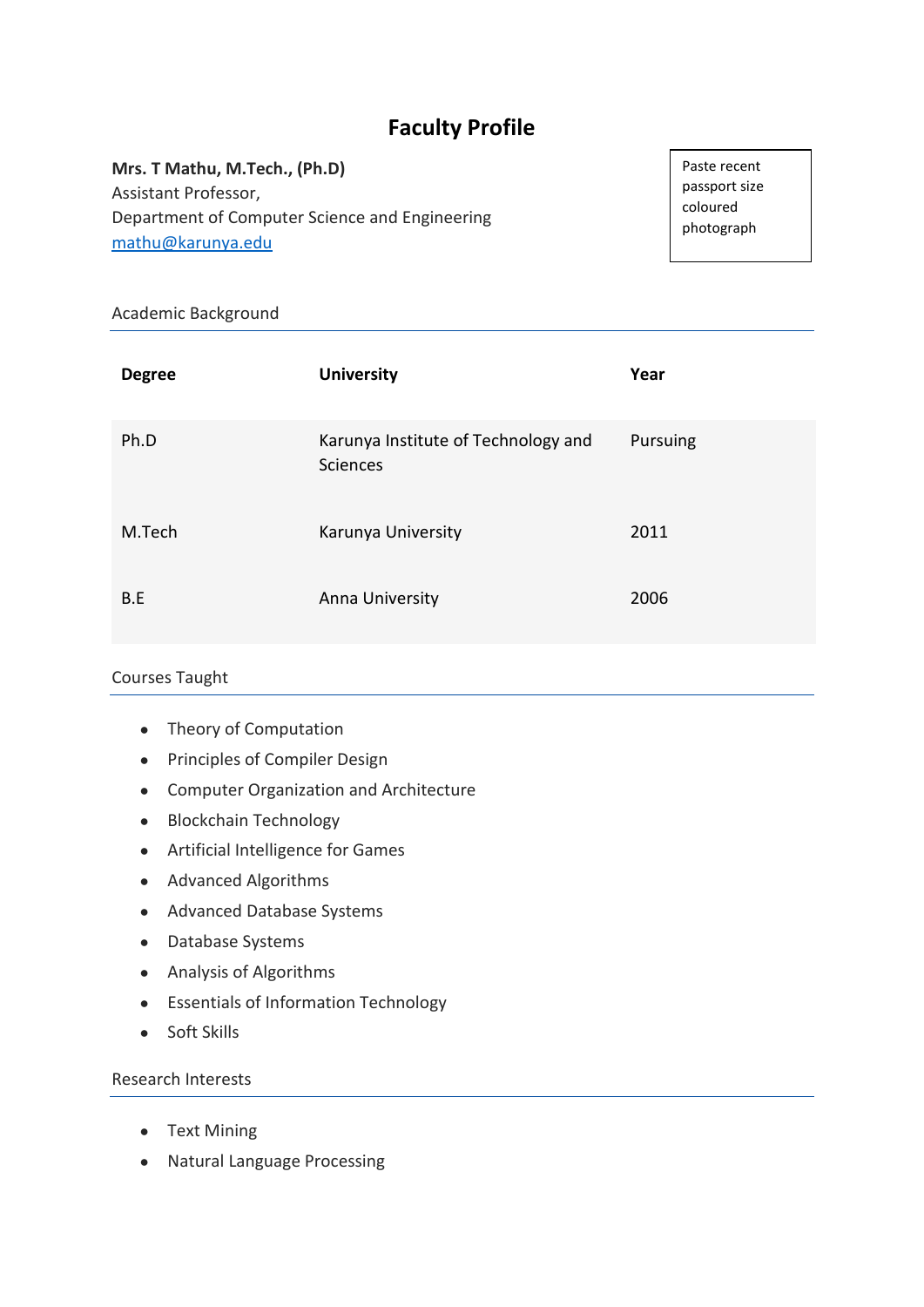# Faculty Profile

**Mrs. T Mathu, M.Tech., (Ph.D)**
Assistant Professor,
Department of Computer Science and Engineering
mathu@karunya.edu

Paste recent passport size coloured photograph

## Academic Background

| Degree | University | Year |
|---|---|---|
| Ph.D | Karunya Institute of Technology and Sciences | Pursuing |
| M.Tech | Karunya University | 2011 |
| B.E | Anna University | 2006 |

## Courses Taught

- Theory of Computation
- Principles of Compiler Design
- Computer Organization and Architecture
- Blockchain Technology
- Artificial Intelligence for Games
- Advanced Algorithms
- Advanced Database Systems
- Database Systems
- Analysis of Algorithms
- Essentials of Information Technology
- Soft Skills

## Research Interests

- Text Mining
- Natural Language Processing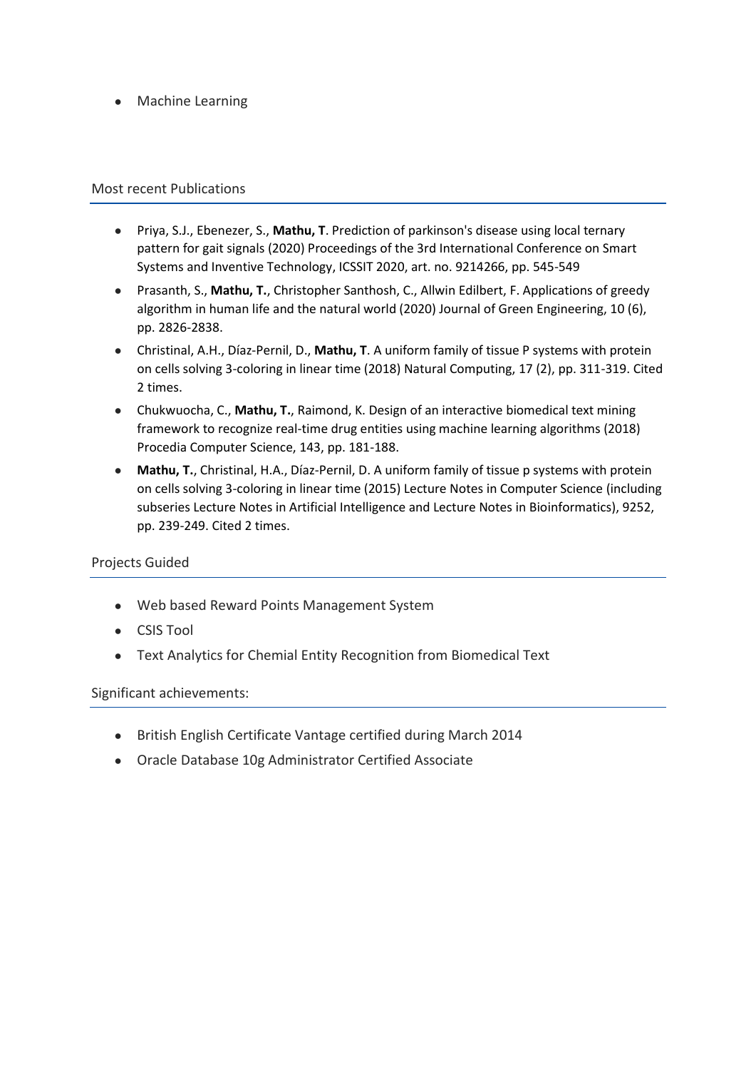- Machine Learning

## Most recent Publications

- Priya, S.J., Ebenezer, S., **Mathu, T**. Prediction of parkinson's disease using local ternary pattern for gait signals (2020) Proceedings of the 3rd International Conference on Smart Systems and Inventive Technology, ICSSIT 2020, art. no. 9214266, pp. 545-549
- Prasanth, S., **Mathu, T.**, Christopher Santhosh, C., Allwin Edilbert, F. Applications of greedy algorithm in human life and the natural world (2020) Journal of Green Engineering, 10 (6), pp. 2826-2838.
- Christinal, A.H., Díaz-Pernil, D., **Mathu, T**. A uniform family of tissue P systems with protein on cells solving 3-coloring in linear time (2018) Natural Computing, 17 (2), pp. 311-319. Cited 2 times.
- Chukwuocha, C., **Mathu, T.**, Raimond, K. Design of an interactive biomedical text mining framework to recognize real-time drug entities using machine learning algorithms (2018) Procedia Computer Science, 143, pp. 181-188.
- **Mathu, T.**, Christinal, H.A., Díaz-Pernil, D. A uniform family of tissue p systems with protein on cells solving 3-coloring in linear time (2015) Lecture Notes in Computer Science (including subseries Lecture Notes in Artificial Intelligence and Lecture Notes in Bioinformatics), 9252, pp. 239-249. Cited 2 times.

## Projects Guided

- Web based Reward Points Management System
- CSIS Tool
- Text Analytics for Chemial Entity Recognition from Biomedical Text

## Significant achievements:

- British English Certificate Vantage certified during March 2014
- Oracle Database 10g Administrator Certified Associate